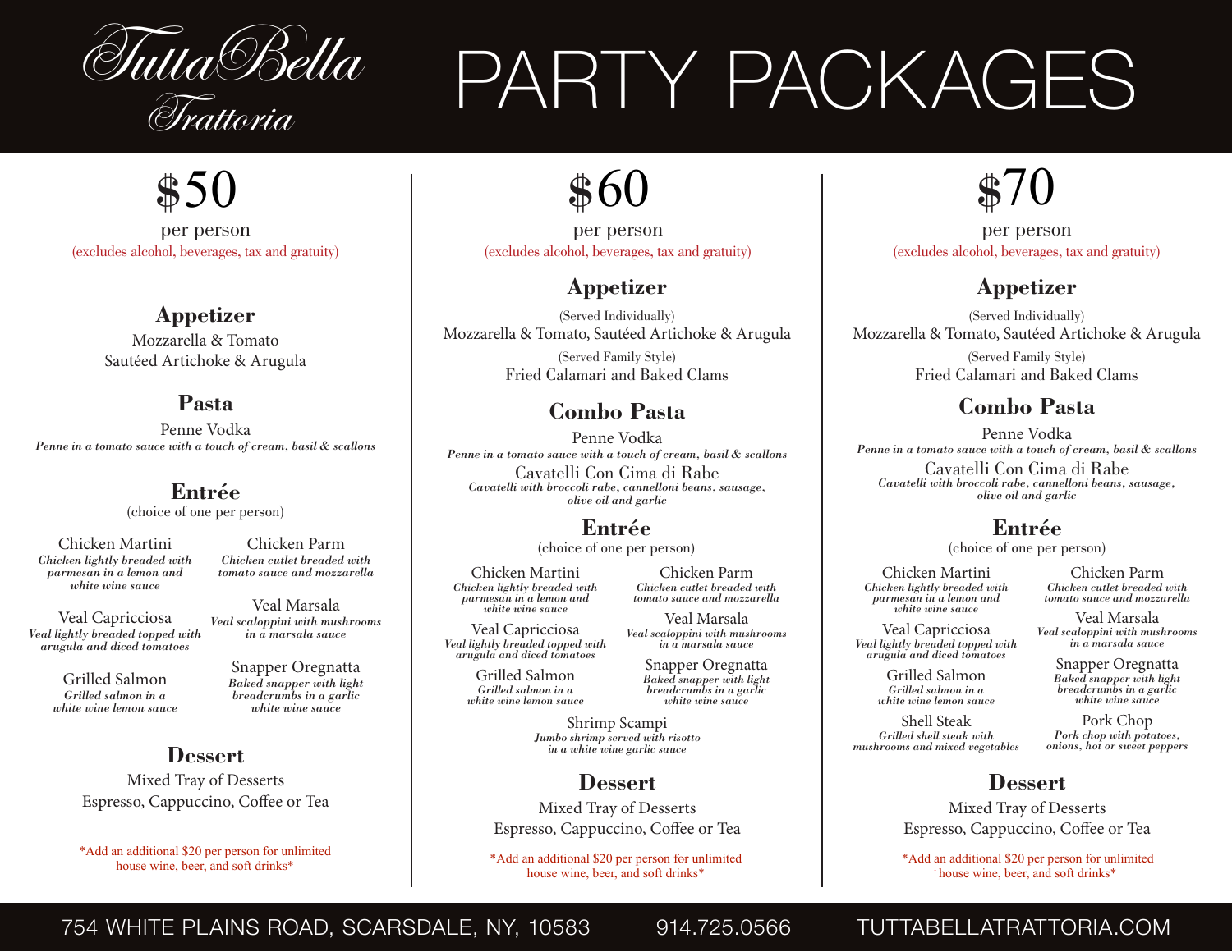# Tutta Bella Trattoria

# PARTY PACKAGES

## $50

per person

(excludes alcohol, beverages, tax and gratuity)

### Appetizer

Mozzarella & Tomato

Sautéed Artichoke & Arugula

### Pasta

Penne Vodka
*Penne in a tomato sauce with a touch of cream, basil & scallons*

### Entrée

(choice of one per person)

Chicken Martini
*Chicken lightly breaded with parmesan in a lemon and white wine sauce*

Chicken Parm
*Chicken cutlet breaded with tomato sauce and mozzarella*

Veal Capricciosa
*Veal lightly breaded topped with arugula and diced tomatoes*

Veal Marsala
*Veal scaloppini with mushrooms in a marsala sauce*

Grilled Salmon
*Grilled salmon in a white wine lemon sauce*

Snapper Oregnatta
*Baked snapper with light breadcrumbs in a garlic white wine sauce*

### Dessert

Mixed Tray of Desserts

Espresso, Cappuccino, Coffee or Tea

*Add an additional $20 per person for unlimited house wine, beer, and soft drinks*

## $60

per person

(excludes alcohol, beverages, tax and gratuity)

### Appetizer

(Served Individually)

Mozzarella & Tomato, Sautéed Artichoke & Arugula

(Served Family Style)

Fried Calamari and Baked Clams

### Combo Pasta

Penne Vodka
*Penne in a tomato sauce with a touch of cream, basil & scallons*

Cavatelli Con Cima di Rabe
*Cavatelli with broccoli rabe, cannelloni beans, sausage, olive oil and garlic*

### Entrée

(choice of one per person)

Chicken Martini
*Chicken lightly breaded with parmesan in a lemon and white wine sauce*

Chicken Parm
*Chicken cutlet breaded with tomato sauce and mozzarella*

Veal Capricciosa
*Veal lightly breaded topped with arugula and diced tomatoes*

Veal Marsala
*Veal scaloppini with mushrooms in a marsala sauce*

Grilled Salmon
*Grilled salmon in a white wine lemon sauce*

Snapper Oregnatta
*Baked snapper with light breadcrumbs in a garlic white wine sauce*

Shrimp Scampi
*Jumbo shrimp served with risotto in a white wine garlic sauce*

### Dessert

Mixed Tray of Desserts

Espresso, Cappuccino, Coffee or Tea

*Add an additional $20 per person for unlimited house wine, beer, and soft drinks*

## $70

per person

(excludes alcohol, beverages, tax and gratuity)

### Appetizer

(Served Individually)

Mozzarella & Tomato, Sautéed Artichoke & Arugula

(Served Family Style)

Fried Calamari and Baked Clams

### Combo Pasta

Penne Vodka
*Penne in a tomato sauce with a touch of cream, basil & scallons*

Cavatelli Con Cima di Rabe
*Cavatelli with broccoli rabe, cannelloni beans, sausage, olive oil and garlic*

### Entrée

(choice of one per person)

Chicken Martini
*Chicken lightly breaded with parmesan in a lemon and white wine sauce*

Chicken Parm
*Chicken cutlet breaded with tomato sauce and mozzarella*

Veal Capricciosa
*Veal lightly breaded topped with arugula and diced tomatoes*

Veal Marsala
*Veal scaloppini with mushrooms in a marsala sauce*

Grilled Salmon
*Grilled salmon in a white wine lemon sauce*

Snapper Oregnatta
*Baked snapper with light breadcrumbs in a garlic white wine sauce*

Shell Steak
*Grilled shell steak with mushrooms and mixed vegetables*

Pork Chop
*Pork chop with potatoes, onions, hot or sweet peppers*

### Dessert

Mixed Tray of Desserts

Espresso, Cappuccino, Coffee or Tea

*Add an additional $20 per person for unlimited house wine, beer, and soft drinks*

754 WHITE PLAINS ROAD, SCARSDALE, NY, 10583 914.725.0566 TUTTABELLATRATTORIA.COM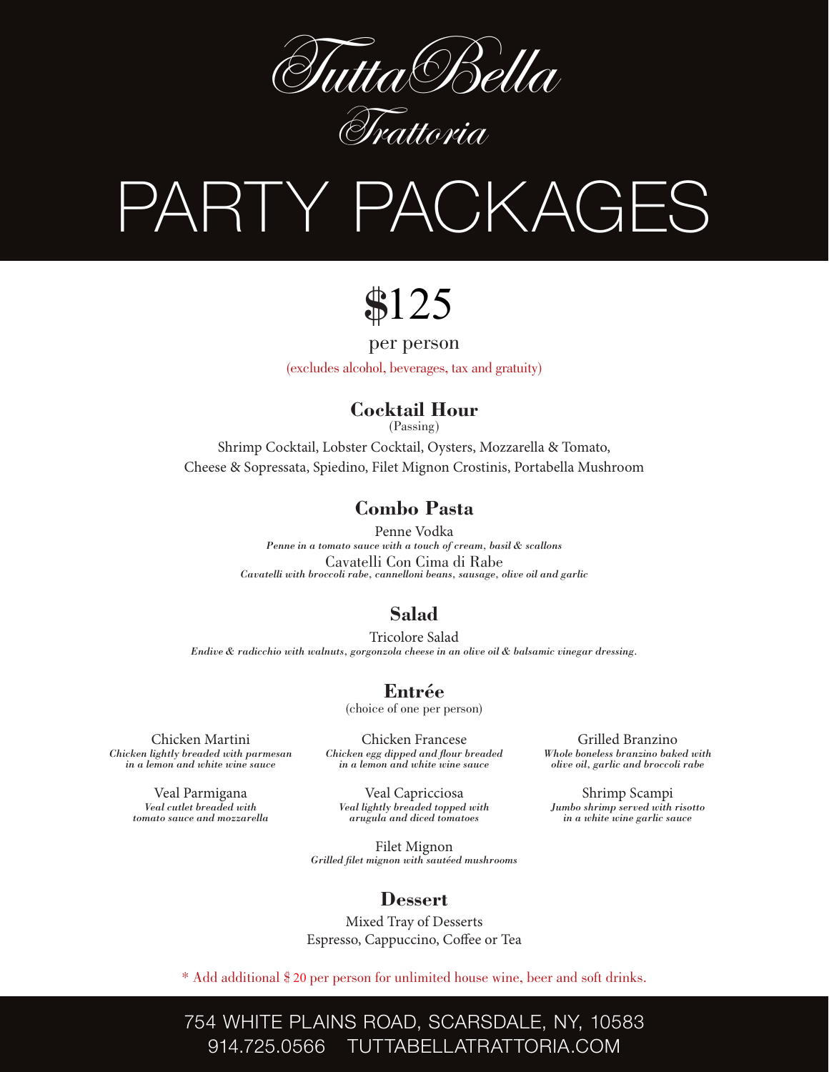# TuttaBella
## Trattoria

# PARTY PACKAGES

## $125

per person

(excludes alcohol, beverages, tax and gratuity)

### Cocktail Hour

(Passing)

Shrimp Cocktail, Lobster Cocktail, Oysters, Mozzarella & Tomato, Cheese & Sopressata, Spiedino, Filet Mignon Crostinis, Portabella Mushroom

### Combo Pasta

Penne Vodka
*Penne in a tomato sauce with a touch of cream, basil & scallons*

Cavatelli Con Cima di Rabe
*Cavatelli with broccoli rabe, cannelloni beans, sausage, olive oil and garlic*

### Salad

Tricolore Salad
*Endive & radicchio with walnuts, gorgonzola cheese in an olive oil & balsamic vinegar dressing.*

### Entrée

(choice of one per person)

Chicken Martini
*Chicken lightly breaded with parmesan in a lemon and white wine sauce*

Veal Parmigana
*Veal cutlet breaded with tomato sauce and mozzarella*

Chicken Francese
*Chicken egg dipped and flour breaded in a lemon and white wine sauce*

Veal Capricciosa
*Veal lightly breaded topped with arugula and diced tomatoes*

Filet Mignon
*Grilled filet mignon with sautéed mushrooms*

Grilled Branzino
*Whole boneless branzino baked with olive oil, garlic and broccoli rabe*

Shrimp Scampi
*Jumbo shrimp served with risotto in a white wine garlic sauce*

### Dessert

Mixed Tray of Desserts
Espresso, Cappuccino, Coffee or Tea

* Add additional $ 20 per person for unlimited house wine, beer and soft drinks.

754 WHITE PLAINS ROAD, SCARSDALE, NY, 10583
914.725.0566 TUTTABELLATRATTORIA.COM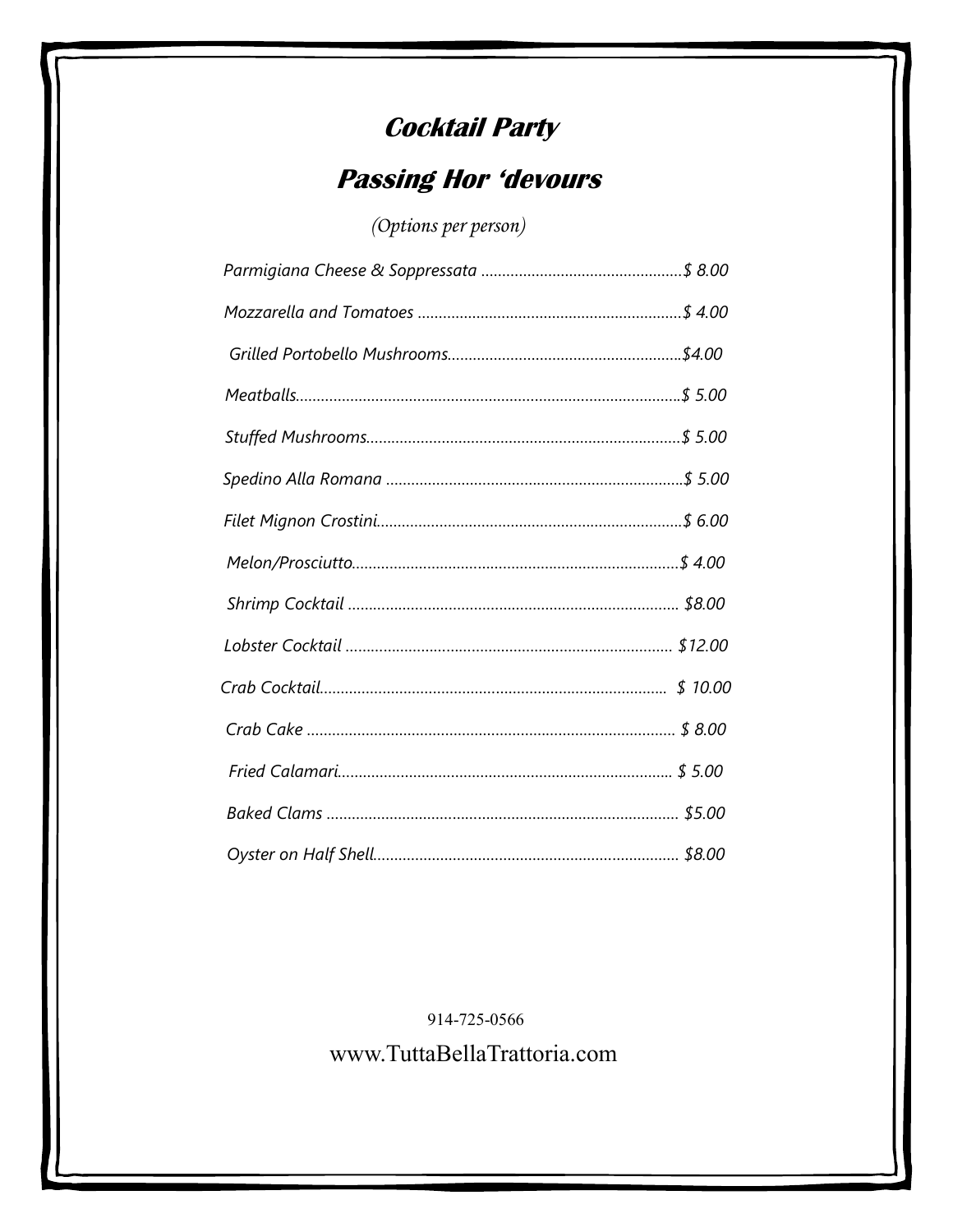# Cocktail Party

## Passing Hor 'devours

*(Options per person)*

*Parmigiana Cheese & Soppressata ................................................$ 8.00*

*Mozzarella and Tomatoes ...............................................................$ 4.00*

*Grilled Portobello Mushrooms.......................................................$4.00*

*Meatballs...........................................................................................$ 5.00*

*Stuffed Mushrooms..........................................................................$ 5.00*

*Spedino Alla Romana ......................................................................$ 5.00*

*Filet Mignon Crostini.........................................................................$ 6.00*

*Melon/Prosciutto.............................................................................$ 4.00*

*Shrimp Cocktail .............................................................................. $8.00*

*Lobster Cocktail ............................................................................. $12.00*

*Crab Cocktail.................................................................................. $ 10.00*

*Crab Cake ....................................................................................... $ 8.00*

*Fried Calamari................................................................................ $ 5.00*

*Baked Clams ................................................................................... $5.00*

*Oyster on Half Shell......................................................................... $8.00*

914-725-0566

www.TuttaBellaTrattoria.com